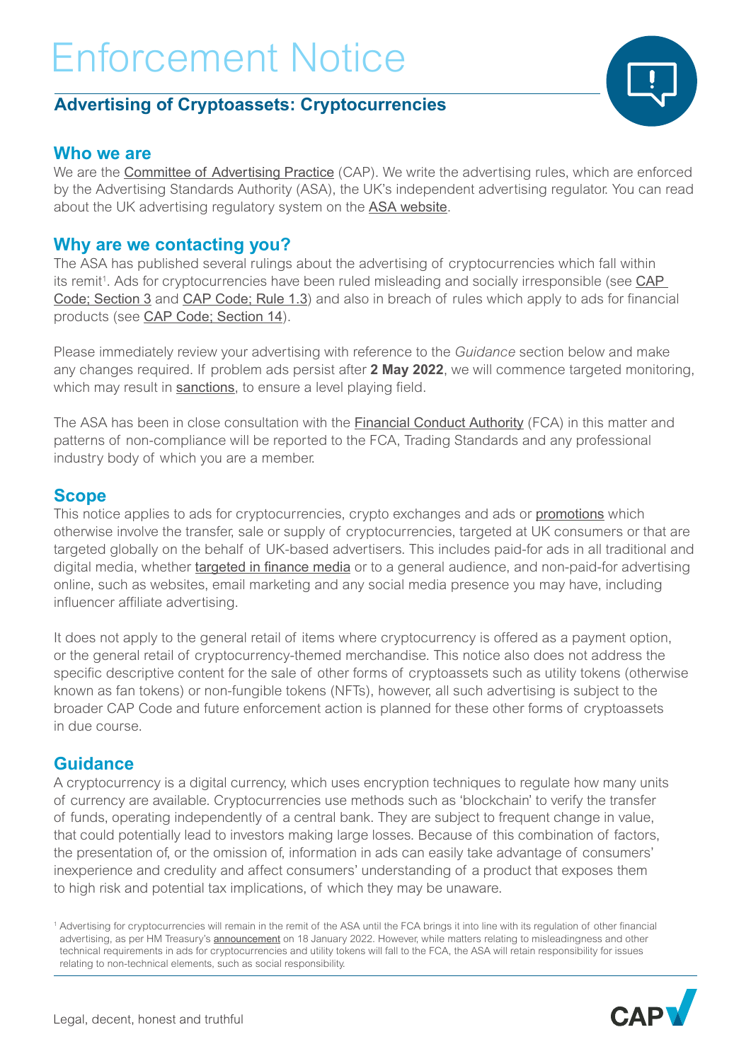# Enforcement Notice

## Advertising of Cryptoassets: Cryptocurrencies

### Who we are

We are the Committee of Advertising Practice (CAP). We write the advertising rules, which are enforced by the Advertising Standards Authority (ASA), the UK's independent advertising regulator. You can read about the UK advertising regulatory system on the ASA website.

### Why are we contacting you?

The ASA has published several rulings about the advertising of cryptocurrencies which fall within its remit[1]. Ads for cryptocurrencies have been ruled misleading and socially irresponsible (see CAP Code; Section 3 and CAP Code; Rule 1.3) and also in breach of rules which apply to ads for financial products (see CAP Code; Section 14).

Please immediately review your advertising with reference to the *Guidance* section below and make any changes required. If problem ads persist after **2 May 2022**, we will commence targeted monitoring, which may result in sanctions, to ensure a level playing field.

The ASA has been in close consultation with the Financial Conduct Authority (FCA) in this matter and patterns of non-compliance will be reported to the FCA, Trading Standards and any professional industry body of which you are a member.

### Scope

This notice applies to ads for cryptocurrencies, crypto exchanges and ads or promotions which otherwise involve the transfer, sale or supply of cryptocurrencies, targeted at UK consumers or that are targeted globally on the behalf of UK-based advertisers. This includes paid-for ads in all traditional and digital media, whether targeted in finance media or to a general audience, and non-paid-for advertising online, such as websites, email marketing and any social media presence you may have, including influencer affiliate advertising.

It does not apply to the general retail of items where cryptocurrency is offered as a payment option, or the general retail of cryptocurrency-themed merchandise. This notice also does not address the specific descriptive content for the sale of other forms of cryptoassets such as utility tokens (otherwise known as fan tokens) or non-fungible tokens (NFTs), however, all such advertising is subject to the broader CAP Code and future enforcement action is planned for these other forms of cryptoassets in due course.

### Guidance

A cryptocurrency is a digital currency, which uses encryption techniques to regulate how many units of currency are available. Cryptocurrencies use methods such as 'blockchain' to verify the transfer of funds, operating independently of a central bank. They are subject to frequent change in value, that could potentially lead to investors making large losses. Because of this combination of factors, the presentation of, or the omission of, information in ads can easily take advantage of consumers' inexperience and credulity and affect consumers' understanding of a product that exposes them to high risk and potential tax implications, of which they may be unaware.

[1] Advertising for cryptocurrencies will remain in the remit of the ASA until the FCA brings it into line with its regulation of other financial advertising, as per HM Treasury's announcement on 18 January 2022. However, while matters relating to misleadingness and other technical requirements in ads for cryptocurrencies and utility tokens will fall to the FCA, the ASA will retain responsibility for issues relating to non-technical elements, such as social responsibility.

Legal, decent, honest and truthful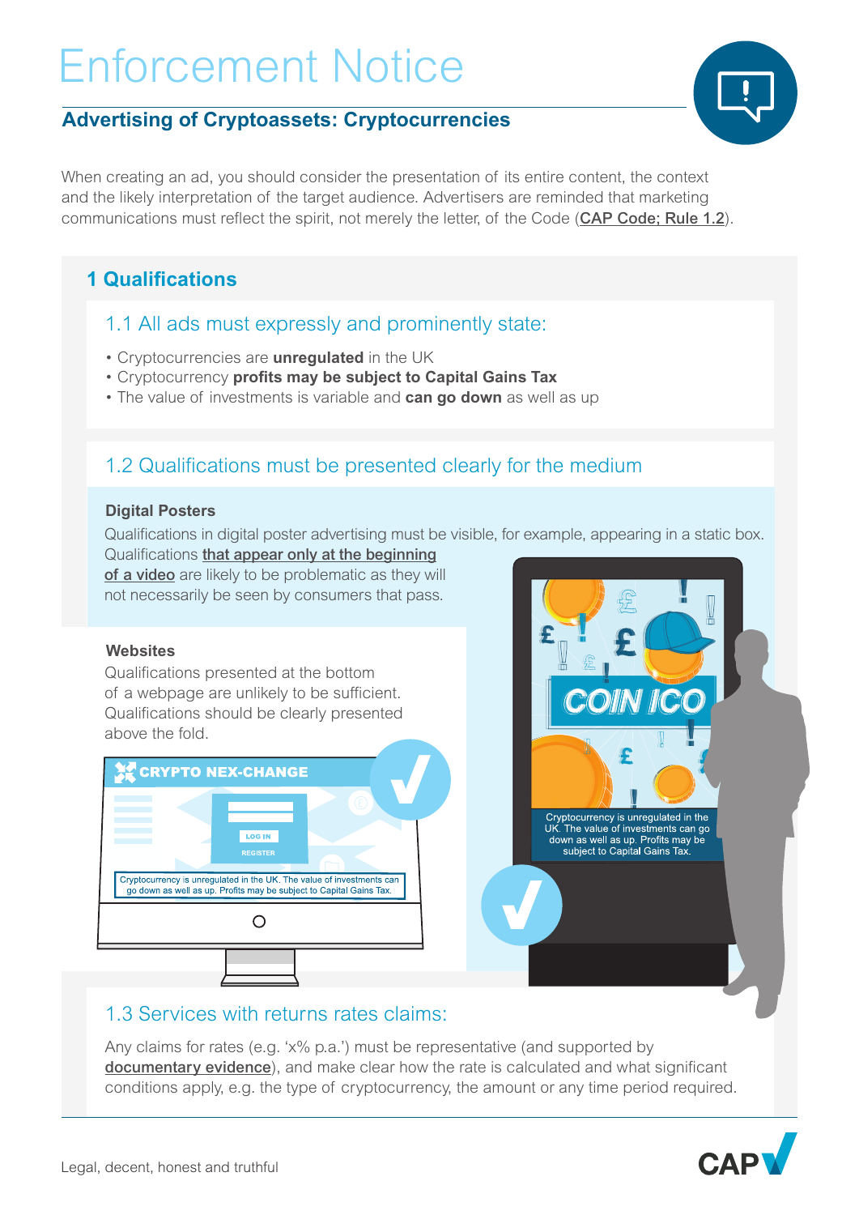# Enforcement Notice

## Advertising of Cryptoassets: Cryptocurrencies

When creating an ad, you should consider the presentation of its entire content, the context and the likely interpretation of the target audience. Advertisers are reminded that marketing communications must reflect the spirit, not merely the letter, of the Code (CAP Code; Rule 1.2).

## 1 Qualifications

### 1.1 All ads must expressly and prominently state:

- Cryptocurrencies are **unregulated** in the UK
- Cryptocurrency **profits may be subject to Capital Gains Tax**
- The value of investments is variable and **can go down** as well as up

### 1.2 Qualifications must be presented clearly for the medium

**Digital Posters**

Qualifications in digital poster advertising must be visible, for example, appearing in a static box. Qualifications that appear only at the beginning of a video are likely to be problematic as they will not necessarily be seen by consumers that pass.

**Websites**

Qualifications presented at the bottom of a webpage are unlikely to be sufficient. Qualifications should be clearly presented above the fold.

CRYPTO NEX-CHANGE

LOG IN

REGISTER

Cryptocurrency is unregulated in the UK. The value of investments can go down as well as up. Profits may be subject to Capital Gains Tax.

COIN ICO

Cryptocurrency is unregulated in the UK. The value of investments can go down as well as up. Profits may be subject to Capital Gains Tax.

### 1.3 Services with returns rates claims:

Any claims for rates (e.g. 'x% p.a.') must be representative (and supported by documentary evidence), and make clear how the rate is calculated and what significant conditions apply, e.g. the type of cryptocurrency, the amount or any time period required.

Legal, decent, honest and truthful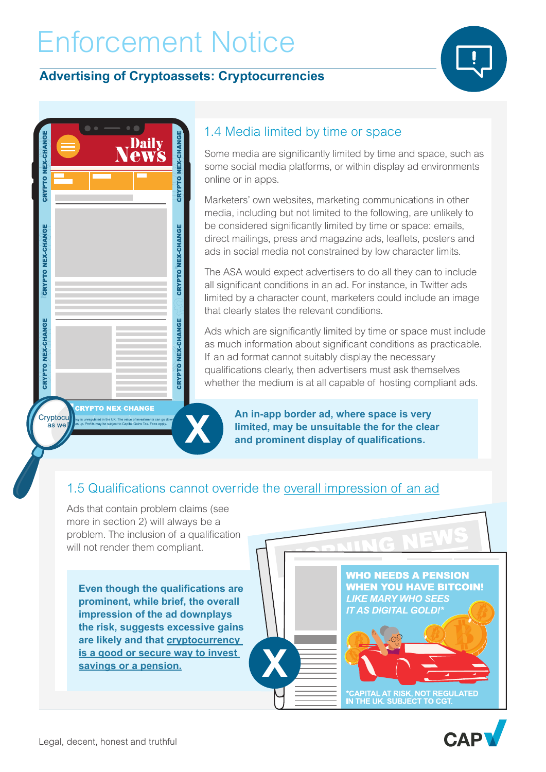# Enforcement Notice

## Advertising of Cryptoassets: Cryptocurrencies

### 1.4 Media limited by time or space

Some media are significantly limited by time and space, such as some social media platforms, or within display ad environments online or in apps.

Marketers' own websites, marketing communications in other media, including but not limited to the following, are unlikely to be considered significantly limited by time or space: emails, direct mailings, press and magazine ads, leaflets, posters and ads in social media not constrained by low character limits.

The ASA would expect advertisers to do all they can to include all significant conditions in an ad. For instance, in Twitter ads limited by a character count, marketers could include an image that clearly states the relevant conditions.

Ads which are significantly limited by time or space must include as much information about significant conditions as practicable. If an ad format cannot suitably display the necessary qualifications clearly, then advertisers must ask themselves whether the medium is at all capable of hosting compliant ads.

**An in-app border ad, where space is very limited, may be unsuitable the for the clear and prominent display of qualifications.**

### 1.5 Qualifications cannot override the overall impression of an ad

Ads that contain problem claims (see more in section 2) will always be a problem. The inclusion of a qualification will not render them compliant.

**Even though the qualifications are prominent, while brief, the overall impression of the ad downplays the risk, suggests excessive gains are likely and that cryptocurrency is a good or secure way to invest savings or a pension.**

Legal, decent, honest and truthful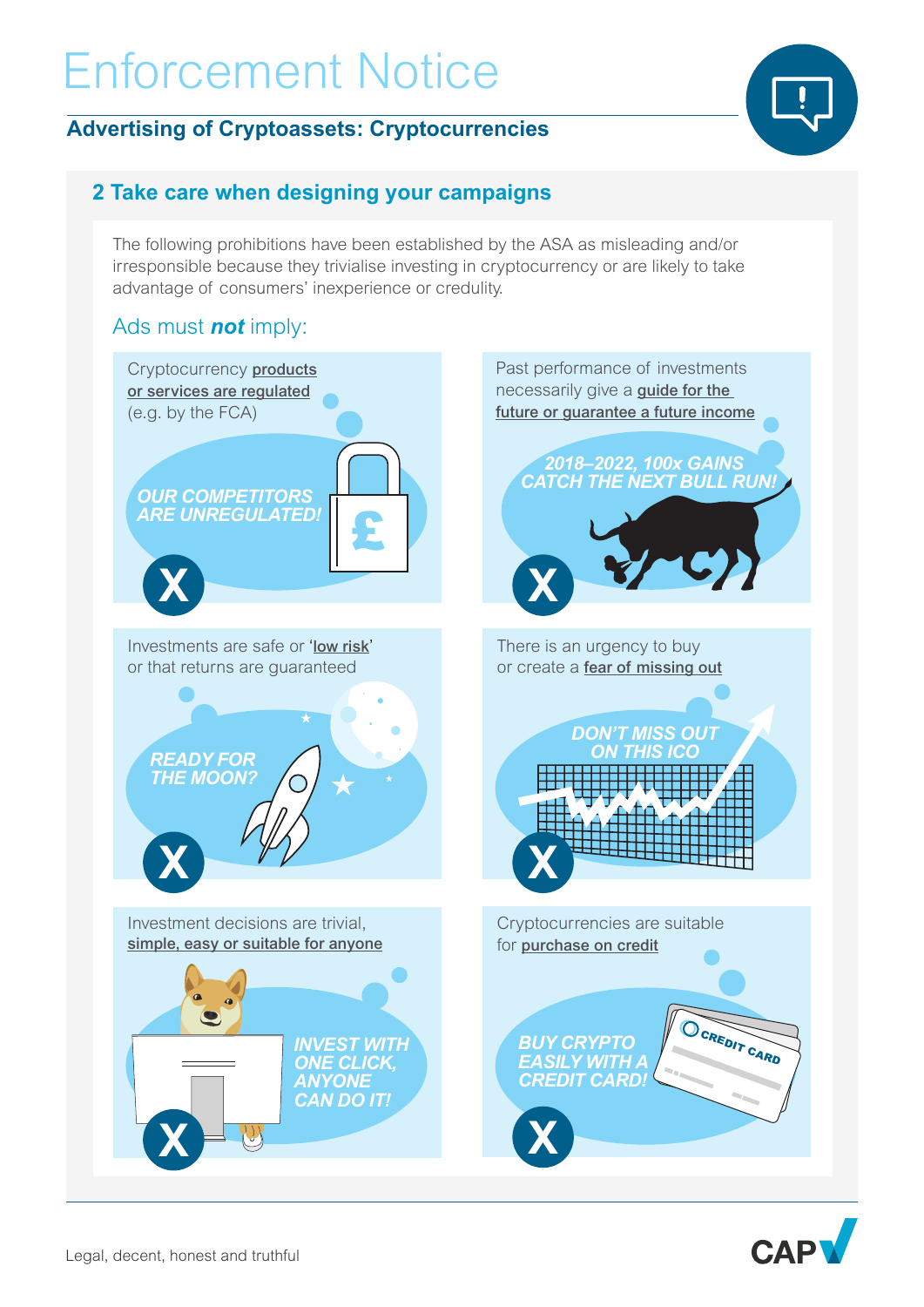# Enforcement Notice

## Advertising of Cryptoassets: Cryptocurrencies

### 2 Take care when designing your campaigns

The following prohibitions have been established by the ASA as misleading and/or irresponsible because they trivialise investing in cryptocurrency or are likely to take advantage of consumers' inexperience or credulity.

Ads must ***not*** imply:

- Cryptocurrency **products or services are regulated** (e.g. by the FCA)
  - OUR COMPETITORS ARE UNREGULATED! ✗
- Past performance of investments necessarily give a **guide for the future or guarantee a future income**
  - 2018–2022, 100x GAINS CATCH THE NEXT BULL RUN! ✗
- Investments are safe or '**low risk**' or that returns are guaranteed
  - READY FOR THE MOON? ✗
- There is an urgency to buy or create a **fear of missing out**
  - DON'T MISS OUT ON THIS ICO ✗
- Investment decisions are trivial, **simple, easy or suitable for anyone**
  - INVEST WITH ONE CLICK, ANYONE CAN DO IT! ✗
- Cryptocurrencies are suitable for **purchase on credit**
  - BUY CRYPTO EASILY WITH A CREDIT CARD! ✗

Legal, decent, honest and truthful

CAP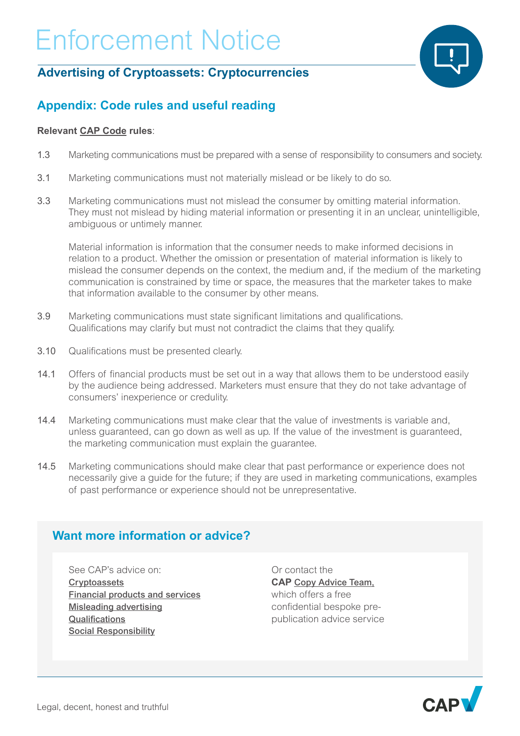# Enforcement Notice

## Advertising of Cryptoassets: Cryptocurrencies

## Appendix: Code rules and useful reading

**Relevant CAP Code rules**:

1.3 Marketing communications must be prepared with a sense of responsibility to consumers and society.

3.1 Marketing communications must not materially mislead or be likely to do so.

3.3 Marketing communications must not mislead the consumer by omitting material information. They must not mislead by hiding material information or presenting it in an unclear, unintelligible, ambiguous or untimely manner.

Material information is information that the consumer needs to make informed decisions in relation to a product. Whether the omission or presentation of material information is likely to mislead the consumer depends on the context, the medium and, if the medium of the marketing communication is constrained by time or space, the measures that the marketer takes to make that information available to the consumer by other means.

3.9 Marketing communications must state significant limitations and qualifications. Qualifications may clarify but must not contradict the claims that they qualify.

3.10 Qualifications must be presented clearly.

14.1 Offers of financial products must be set out in a way that allows them to be understood easily by the audience being addressed. Marketers must ensure that they do not take advantage of consumers' inexperience or credulity.

14.4 Marketing communications must make clear that the value of investments is variable and, unless guaranteed, can go down as well as up. If the value of the investment is guaranteed, the marketing communication must explain the guarantee.

14.5 Marketing communications should make clear that past performance or experience does not necessarily give a guide for the future; if they are used in marketing communications, examples of past performance or experience should not be unrepresentative.

### Want more information or advice?

See CAP's advice on:
Cryptoassets
Financial products and services
Misleading advertising
Qualifications
Social Responsibility

Or contact the **CAP** Copy Advice Team, which offers a free confidential bespoke pre-publication advice service

Legal, decent, honest and truthful